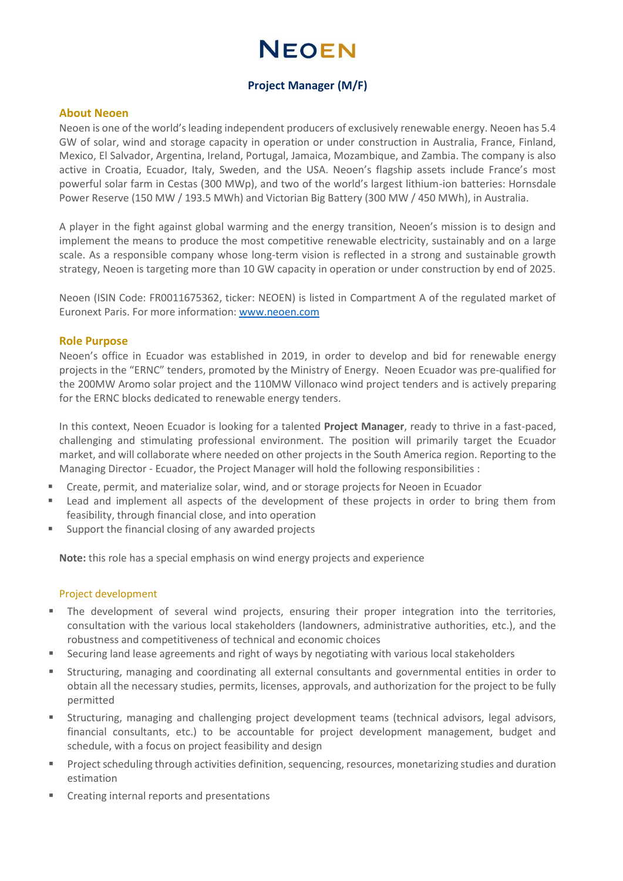# NEOEN

## Project Manager (M/F)

### About Neoen

Neoen is one of the world's leading independent producers of exclusively renewable energy. Neoen has 5.4 GW of solar, wind and storage capacity in operation or under construction in Australia, France, Finland, Mexico, El Salvador, Argentina, Ireland, Portugal, Jamaica, Mozambique, and Zambia. The company is also active in Croatia, Ecuador, Italy, Sweden, and the USA. Neoen's flagship assets include France's most powerful solar farm in Cestas (300 MWp), and two of the world's largest lithium-ion batteries: Hornsdale Power Reserve (150 MW / 193.5 MWh) and Victorian Big Battery (300 MW / 450 MWh), in Australia.

A player in the fight against global warming and the energy transition, Neoen's mission is to design and implement the means to produce the most competitive renewable electricity, sustainably and on a large scale. As a responsible company whose long-term vision is reflected in a strong and sustainable growth strategy, Neoen is targeting more than 10 GW capacity in operation or under construction by end of 2025.

Neoen (ISIN Code: FR0011675362, ticker: NEOEN) is listed in Compartment A of the regulated market of Euronext Paris. For more information: [www.neoen.com](http://www.neoen.com)

### Role Purpose

Neoen's office in Ecuador was established in 2019, in order to develop and bid for renewable energy projects in the "ERNC" tenders, promoted by the Ministry of Energy. Neoen Ecuador was pre-qualified for the 200MW Aromo solar project and the 110MW Villonaco wind project tenders and is actively preparing for the ERNC blocks dedicated to renewable energy tenders.

In this context, Neoen Ecuador is looking for a talented **Project Manager**, ready to thrive in a fast-paced, challenging and stimulating professional environment. The position will primarily target the Ecuador market, and will collaborate where needed on other projects in the South America region. Reporting to the Managing Director - Ecuador, the Project Manager will hold the following responsibilities :

- Create, permit, and materialize solar, wind, and or storage projects for Neoen in Ecuador
- Lead and implement all aspects of the development of these projects in order to bring them from feasibility, through financial close, and into operation
- Support the financial closing of any awarded projects

**Note:** this role has a special emphasis on wind energy projects and experience

#### Project development

- The development of several wind projects, ensuring their proper integration into the territories, consultation with the various local stakeholders (landowners, administrative authorities, etc.), and the robustness and competitiveness of technical and economic choices
- Securing land lease agreements and right of ways by negotiating with various local stakeholders
- Structuring, managing and coordinating all external consultants and governmental entities in order to obtain all the necessary studies, permits, licenses, approvals, and authorization for the project to be fully permitted
- Structuring, managing and challenging project development teams (technical advisors, legal advisors, financial consultants, etc.) to be accountable for project development management, budget and schedule, with a focus on project feasibility and design
- Project scheduling through activities definition, sequencing, resources, monetarizing studies and duration estimation
- Creating internal reports and presentations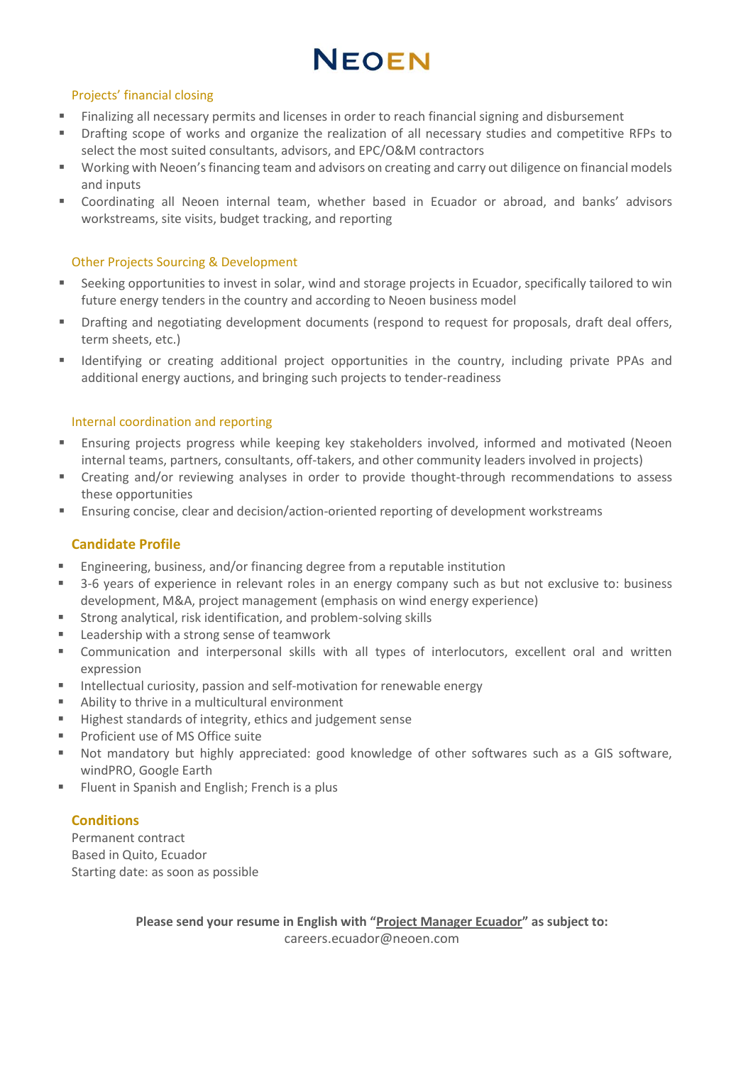### Projects' financial closing

- Finalizing all necessary permits and licenses in order to reach financial signing and disbursement
- Drafting scope of works and organize the realization of all necessary studies and competitive RFPs to select the most suited consultants, advisors, and EPC/O&M contractors
- Working with Neoen's financing team and advisors on creating and carry out diligence on financial models and inputs
- Coordinating all Neoen internal team, whether based in Ecuador or abroad, and banks' advisors workstreams, site visits, budget tracking, and reporting

### Other Projects Sourcing & Development

- Seeking opportunities to invest in solar, wind and storage projects in Ecuador, specifically tailored to win future energy tenders in the country and according to Neoen business model
- Drafting and negotiating development documents (respond to request for proposals, draft deal offers, term sheets, etc.)
- Identifying or creating additional project opportunities in the country, including private PPAs and additional energy auctions, and bringing such projects to tender-readiness

### Internal coordination and reporting

- Ensuring projects progress while keeping key stakeholders involved, informed and motivated (Neoen internal teams, partners, consultants, off-takers, and other community leaders involved in projects)
- Creating and/or reviewing analyses in order to provide thought-through recommendations to assess these opportunities
- Ensuring concise, clear and decision/action-oriented reporting of development workstreams

## Candidate Profile

- Engineering, business, and/or financing degree from a reputable institution
- 3-6 years of experience in relevant roles in an energy company such as but not exclusive to: business development, M&A, project management (emphasis on wind energy experience)
- Strong analytical, risk identification, and problem-solving skills
- Leadership with a strong sense of teamwork
- Communication and interpersonal skills with all types of interlocutors, excellent oral and written expression
- Intellectual curiosity, passion and self-motivation for renewable energy
- Ability to thrive in a multicultural environment
- Highest standards of integrity, ethics and judgement sense
- Proficient use of MS Office suite
- Not mandatory but highly appreciated: good knowledge of other softwares such as a GIS software, windPRO, Google Earth
- Fluent in Spanish and English; French is a plus

## Conditions

Permanent contract
Based in Quito, Ecuador
Starting date: as soon as possible

**Please send your resume in English with "Project Manager Ecuador" as subject to:**
careers.ecuador@neoen.com